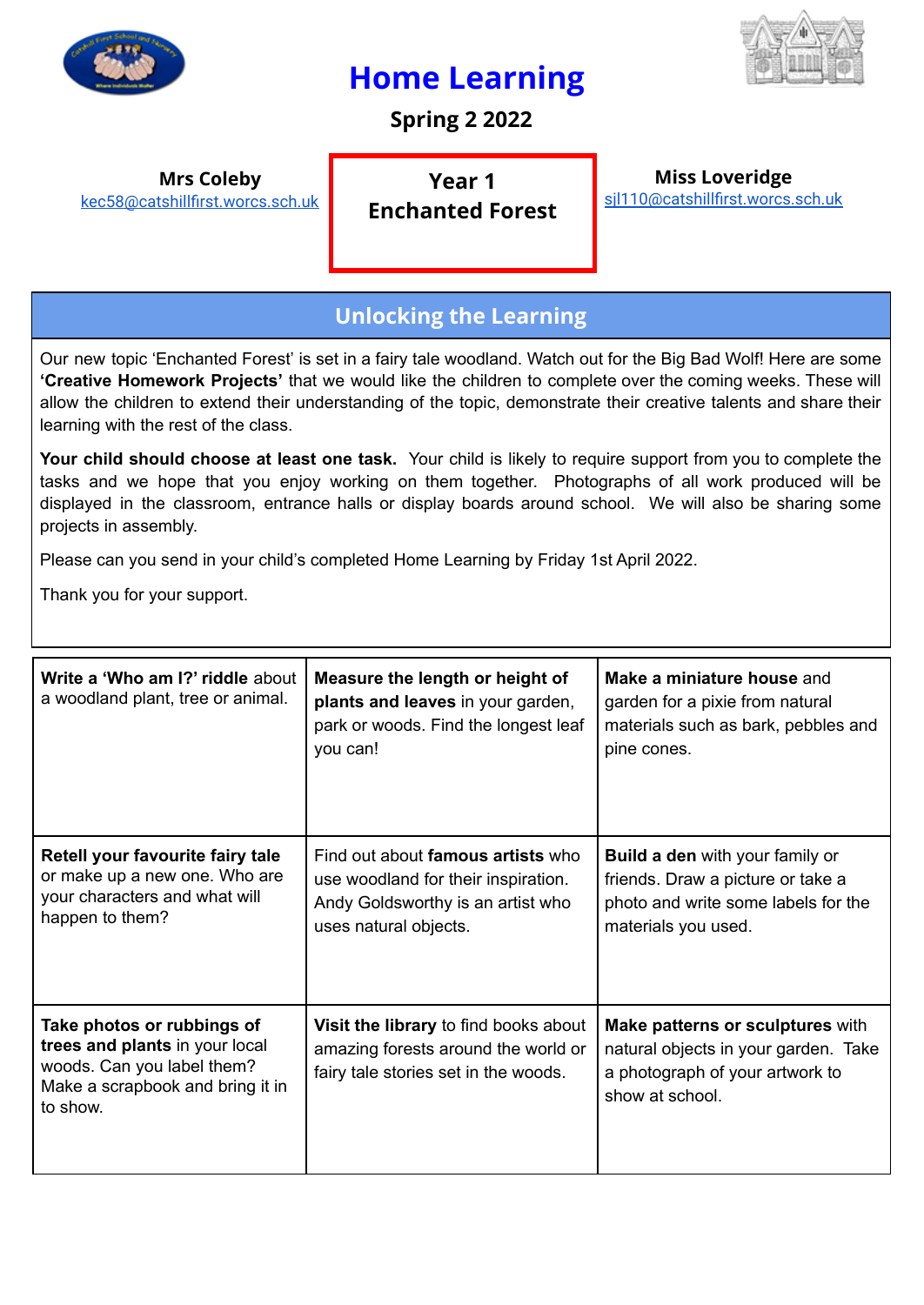# Home Learning

**Spring 2 2022**

**Mrs Coleby**
kec58@catshillfirst.worcs.sch.uk

**Year 1**
**Enchanted Forest**

**Miss Loveridge**
sjl110@catshillfirst.worcs.sch.uk

## Unlocking the Learning

Our new topic 'Enchanted Forest' is set in a fairy tale woodland. Watch out for the Big Bad Wolf! Here are some **'Creative Homework Projects'** that we would like the children to complete over the coming weeks. These will allow the children to extend their understanding of the topic, demonstrate their creative talents and share their learning with the rest of the class.

**Your child should choose at least one task.** Your child is likely to require support from you to complete the tasks and we hope that you enjoy working on them together. Photographs of all work produced will be displayed in the classroom, entrance halls or display boards around school. We will also be sharing some projects in assembly.

Please can you send in your child's completed Home Learning by Friday 1st April 2022.

Thank you for your support.

| | | |
|---|---|---|
| **Write a 'Who am I?' riddle** about a woodland plant, tree or animal. | **Measure the length or height of plants and leaves** in your garden, park or woods. Find the longest leaf you can! | **Make a miniature house** and garden for a pixie from natural materials such as bark, pebbles and pine cones. |
| **Retell your favourite fairy tale** or make up a new one. Who are your characters and what will happen to them? | Find out about **famous artists** who use woodland for their inspiration. Andy Goldsworthy is an artist who uses natural objects. | **Build a den** with your family or friends. Draw a picture or take a photo and write some labels for the materials you used. |
| **Take photos or rubbings of trees and plants** in your local woods. Can you label them? Make a scrapbook and bring it in to show. | **Visit the library** to find books about amazing forests around the world or fairy tale stories set in the woods. | **Make patterns or sculptures** with natural objects in your garden. Take a photograph of your artwork to show at school. |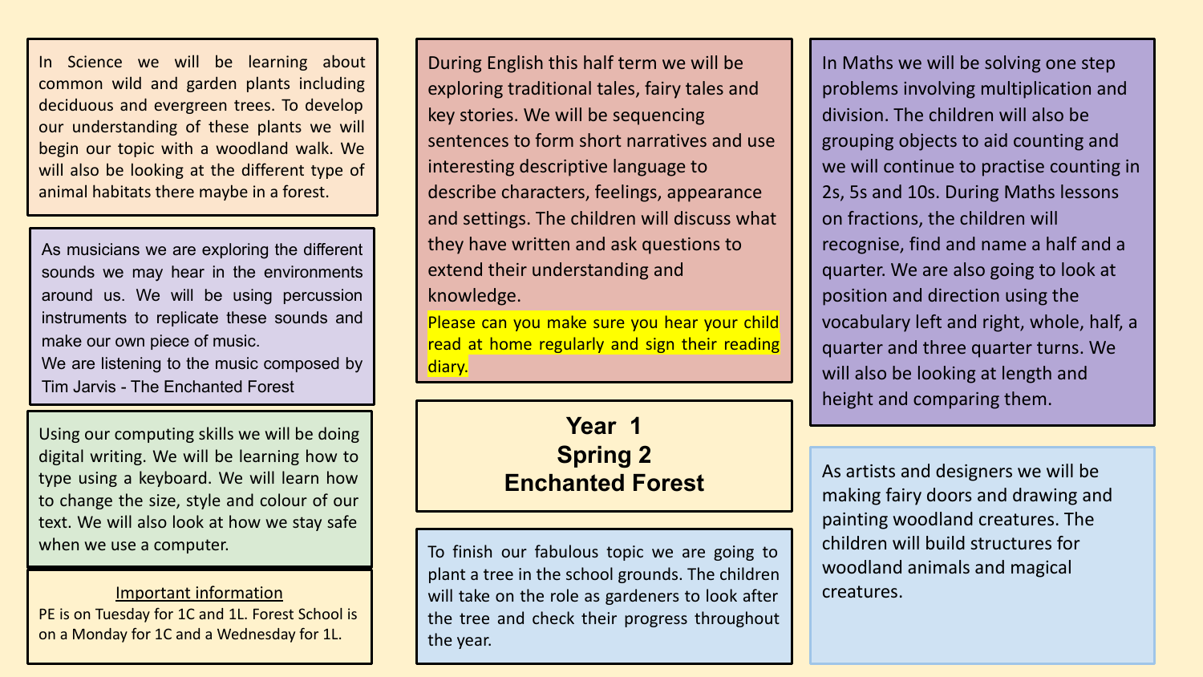# Year 1 Spring 2 Enchanted Forest

In Science we will be learning about common wild and garden plants including deciduous and evergreen trees. To develop our understanding of these plants we will begin our topic with a woodland walk. We will also be looking at the different type of animal habitats there maybe in a forest.

As musicians we are exploring the different sounds we may hear in the environments around us. We will be using percussion instruments to replicate these sounds and make our own piece of music.
We are listening to the music composed by Tim Jarvis - The Enchanted Forest

Using our computing skills we will be doing digital writing. We will be learning how to type using a keyboard. We will learn how to change the size, style and colour of our text. We will also look at how we stay safe when we use a computer.

Important information

PE is on Tuesday for 1C and 1L. Forest School is on a Monday for 1C and a Wednesday for 1L.

During English this half term we will be exploring traditional tales, fairy tales and key stories. We will be sequencing sentences to form short narratives and use interesting descriptive language to describe characters, feelings, appearance and settings. The children will discuss what they have written and ask questions to extend their understanding and knowledge.

Please can you make sure you hear your child read at home regularly and sign their reading diary.

To finish our fabulous topic we are going to plant a tree in the school grounds. The children will take on the role as gardeners to look after the tree and check their progress throughout the year.

In Maths we will be solving one step problems involving multiplication and division. The children will also be grouping objects to aid counting and we will continue to practise counting in 2s, 5s and 10s. During Maths lessons on fractions, the children will recognise, find and name a half and a quarter. We are also going to look at position and direction using the vocabulary left and right, whole, half, a quarter and three quarter turns. We will also be looking at length and height and comparing them.

As artists and designers we will be making fairy doors and drawing and painting woodland creatures. The children will build structures for woodland animals and magical creatures.